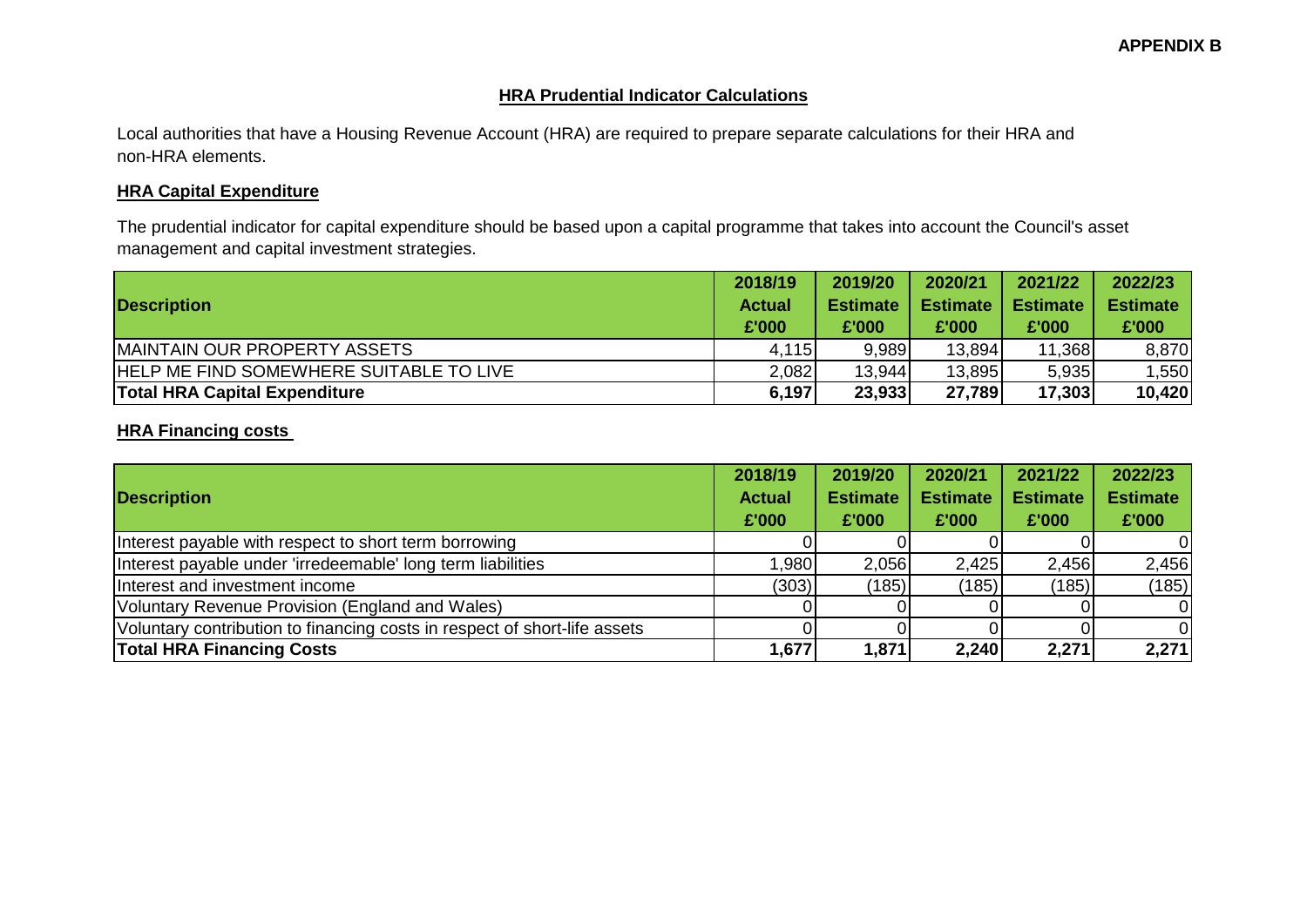**APPENDIX B**

## HRA Prudential Indicator Calculations

Local authorities that have a Housing Revenue Account (HRA) are required to prepare separate calculations for their HRA and non-HRA elements.

### HRA Capital Expenditure

The prudential indicator for capital expenditure should be based upon a capital programme that takes into account the Council's asset management and capital investment strategies.

| Description | 2018/19 Actual £'000 | 2019/20 Estimate £'000 | 2020/21 Estimate £'000 | 2021/22 Estimate £'000 | 2022/23 Estimate £'000 |
|---|---|---|---|---|---|
| MAINTAIN OUR PROPERTY ASSETS | 4,115 | 9,989 | 13,894 | 11,368 | 8,870 |
| HELP ME FIND SOMEWHERE SUITABLE TO LIVE | 2,082 | 13,944 | 13,895 | 5,935 | 1,550 |
| **Total HRA Capital Expenditure** | **6,197** | **23,933** | **27,789** | **17,303** | **10,420** |

### HRA Financing costs

| Description | 2018/19 Actual £'000 | 2019/20 Estimate £'000 | 2020/21 Estimate £'000 | 2021/22 Estimate £'000 | 2022/23 Estimate £'000 |
|---|---|---|---|---|---|
| Interest payable with respect to short term borrowing | 0 | 0 | 0 | 0 | 0 |
| Interest payable under 'irredeemable' long term liabilities | 1,980 | 2,056 | 2,425 | 2,456 | 2,456 |
| Interest and investment income | (303) | (185) | (185) | (185) | (185) |
| Voluntary Revenue Provision (England and Wales) | 0 | 0 | 0 | 0 | 0 |
| Voluntary contribution to financing costs in respect of short-life assets | 0 | 0 | 0 | 0 | 0 |
| **Total HRA Financing Costs** | **1,677** | **1,871** | **2,240** | **2,271** | **2,271** |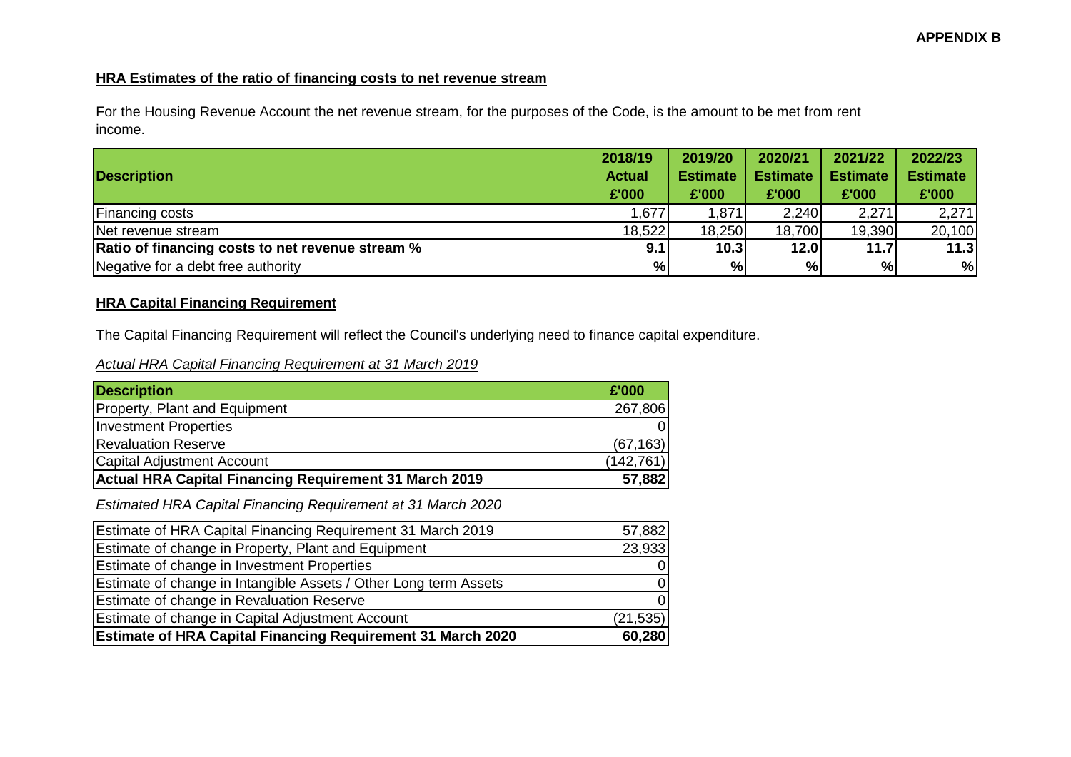**APPENDIX B**

## HRA Estimates of the ratio of financing costs to net revenue stream

For the Housing Revenue Account the net revenue stream, for the purposes of the Code, is the amount to be met from rent income.

| Description | 2018/19 Actual £'000 | 2019/20 Estimate £'000 | 2020/21 Estimate £'000 | 2021/22 Estimate £'000 | 2022/23 Estimate £'000 |
|---|---|---|---|---|---|
| Financing costs | 1,677 | 1,871 | 2,240 | 2,271 | 2,271 |
| Net revenue stream | 18,522 | 18,250 | 18,700 | 19,390 | 20,100 |
| **Ratio of financing costs to net revenue stream %** | **9.1** | **10.3** | **12.0** | **11.7** | **11.3** |
| Negative for a debt free authority | % | % | % | % | % |

## HRA Capital Financing Requirement

The Capital Financing Requirement will reflect the Council's underlying need to finance capital expenditure.

*Actual HRA Capital Financing Requirement at 31 March 2019*

| Description | £'000 |
|---|---|
| Property, Plant and Equipment | 267,806 |
| Investment Properties | 0 |
| Revaluation Reserve | (67,163) |
| Capital Adjustment Account | (142,761) |
| **Actual HRA Capital Financing Requirement 31 March 2019** | **57,882** |

*Estimated HRA Capital Financing Requirement at 31 March 2020*

| Description | £'000 |
|---|---|
| Estimate of HRA Capital Financing Requirement 31 March 2019 | 57,882 |
| Estimate of change in Property, Plant and Equipment | 23,933 |
| Estimate of change in Investment Properties | 0 |
| Estimate of change in Intangible Assets / Other Long term Assets | 0 |
| Estimate of change in Revaluation Reserve | 0 |
| Estimate of change in Capital Adjustment Account | (21,535) |
| **Estimate of HRA Capital Financing Requirement 31 March 2020** | **60,280** |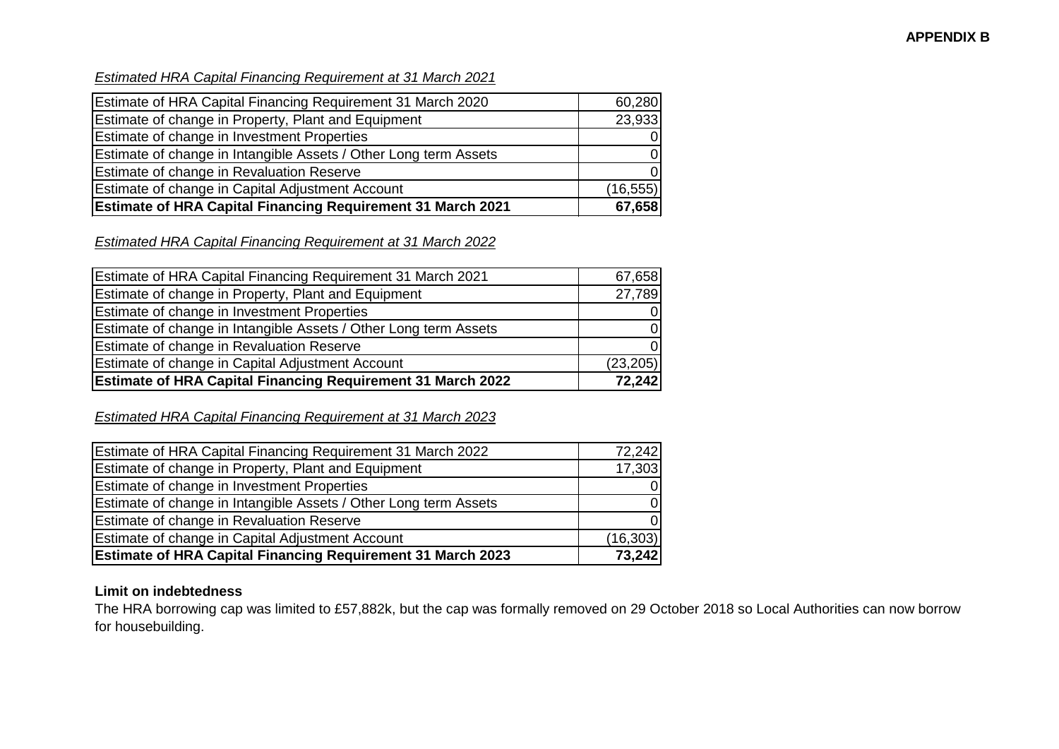**APPENDIX B**

*Estimated HRA Capital Financing Requirement at 31 March 2021*

| | |
|---|---|
| Estimate of HRA Capital Financing Requirement 31 March 2020 | 60,280 |
| Estimate of change in Property, Plant and Equipment | 23,933 |
| Estimate of change in Investment Properties | 0 |
| Estimate of change in Intangible Assets / Other Long term Assets | 0 |
| Estimate of change in Revaluation Reserve | 0 |
| Estimate of change in Capital Adjustment Account | (16,555) |
| **Estimate of HRA Capital Financing Requirement 31 March 2021** | **67,658** |

*Estimated HRA Capital Financing Requirement at 31 March 2022*

| | |
|---|---|
| Estimate of HRA Capital Financing Requirement 31 March 2021 | 67,658 |
| Estimate of change in Property, Plant and Equipment | 27,789 |
| Estimate of change in Investment Properties | 0 |
| Estimate of change in Intangible Assets / Other Long term Assets | 0 |
| Estimate of change in Revaluation Reserve | 0 |
| Estimate of change in Capital Adjustment Account | (23,205) |
| **Estimate of HRA Capital Financing Requirement 31 March 2022** | **72,242** |

*Estimated HRA Capital Financing Requirement at 31 March 2023*

| | |
|---|---|
| Estimate of HRA Capital Financing Requirement 31 March 2022 | 72,242 |
| Estimate of change in Property, Plant and Equipment | 17,303 |
| Estimate of change in Investment Properties | 0 |
| Estimate of change in Intangible Assets / Other Long term Assets | 0 |
| Estimate of change in Revaluation Reserve | 0 |
| Estimate of change in Capital Adjustment Account | (16,303) |
| **Estimate of HRA Capital Financing Requirement 31 March 2023** | **73,242** |

**Limit on indebtedness**

The HRA borrowing cap was limited to £57,882k, but the cap was formally removed on 29 October 2018 so Local Authorities can now borrow for housebuilding.